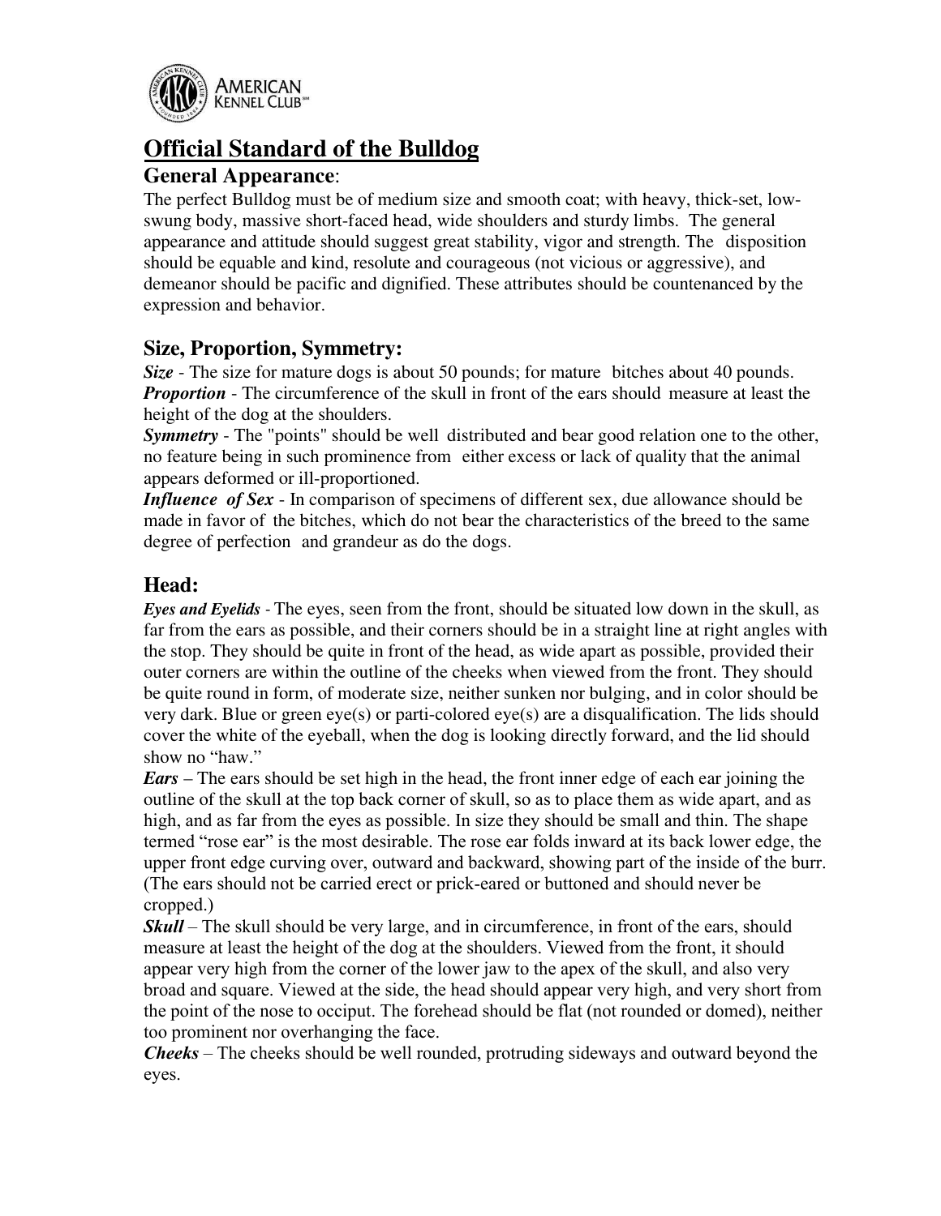# Official Standard of the Bulldog

## General Appearance:

The perfect Bulldog must be of medium size and smooth coat; with heavy, thick-set, low-swung body, massive short-faced head, wide shoulders and sturdy limbs. The general appearance and attitude should suggest great stability, vigor and strength. The disposition should be equable and kind, resolute and courageous (not vicious or aggressive), and demeanor should be pacific and dignified. These attributes should be countenanced by the expression and behavior.

## Size, Proportion, Symmetry:

***Size*** - The size for mature dogs is about 50 pounds; for mature bitches about 40 pounds.
***Proportion*** - The circumference of the skull in front of the ears should measure at least the height of the dog at the shoulders.
***Symmetry*** - The "points" should be well distributed and bear good relation one to the other, no feature being in such prominence from either excess or lack of quality that the animal appears deformed or ill-proportioned.
***Influence of Sex*** - In comparison of specimens of different sex, due allowance should be made in favor of the bitches, which do not bear the characteristics of the breed to the same degree of perfection and grandeur as do the dogs.

## Head:

***Eyes and Eyelids*** - The eyes, seen from the front, should be situated low down in the skull, as far from the ears as possible, and their corners should be in a straight line at right angles with the stop. They should be quite in front of the head, as wide apart as possible, provided their outer corners are within the outline of the cheeks when viewed from the front. They should be quite round in form, of moderate size, neither sunken nor bulging, and in color should be very dark. Blue or green eye(s) or parti-colored eye(s) are a disqualification. The lids should cover the white of the eyeball, when the dog is looking directly forward, and the lid should show no "haw."
***Ears*** – The ears should be set high in the head, the front inner edge of each ear joining the outline of the skull at the top back corner of skull, so as to place them as wide apart, and as high, and as far from the eyes as possible. In size they should be small and thin. The shape termed "rose ear" is the most desirable. The rose ear folds inward at its back lower edge, the upper front edge curving over, outward and backward, showing part of the inside of the burr. (The ears should not be carried erect or prick-eared or buttoned and should never be cropped.)
***Skull*** – The skull should be very large, and in circumference, in front of the ears, should measure at least the height of the dog at the shoulders. Viewed from the front, it should appear very high from the corner of the lower jaw to the apex of the skull, and also very broad and square. Viewed at the side, the head should appear very high, and very short from the point of the nose to occiput. The forehead should be flat (not rounded or domed), neither too prominent nor overhanging the face.
***Cheeks*** – The cheeks should be well rounded, protruding sideways and outward beyond the eyes.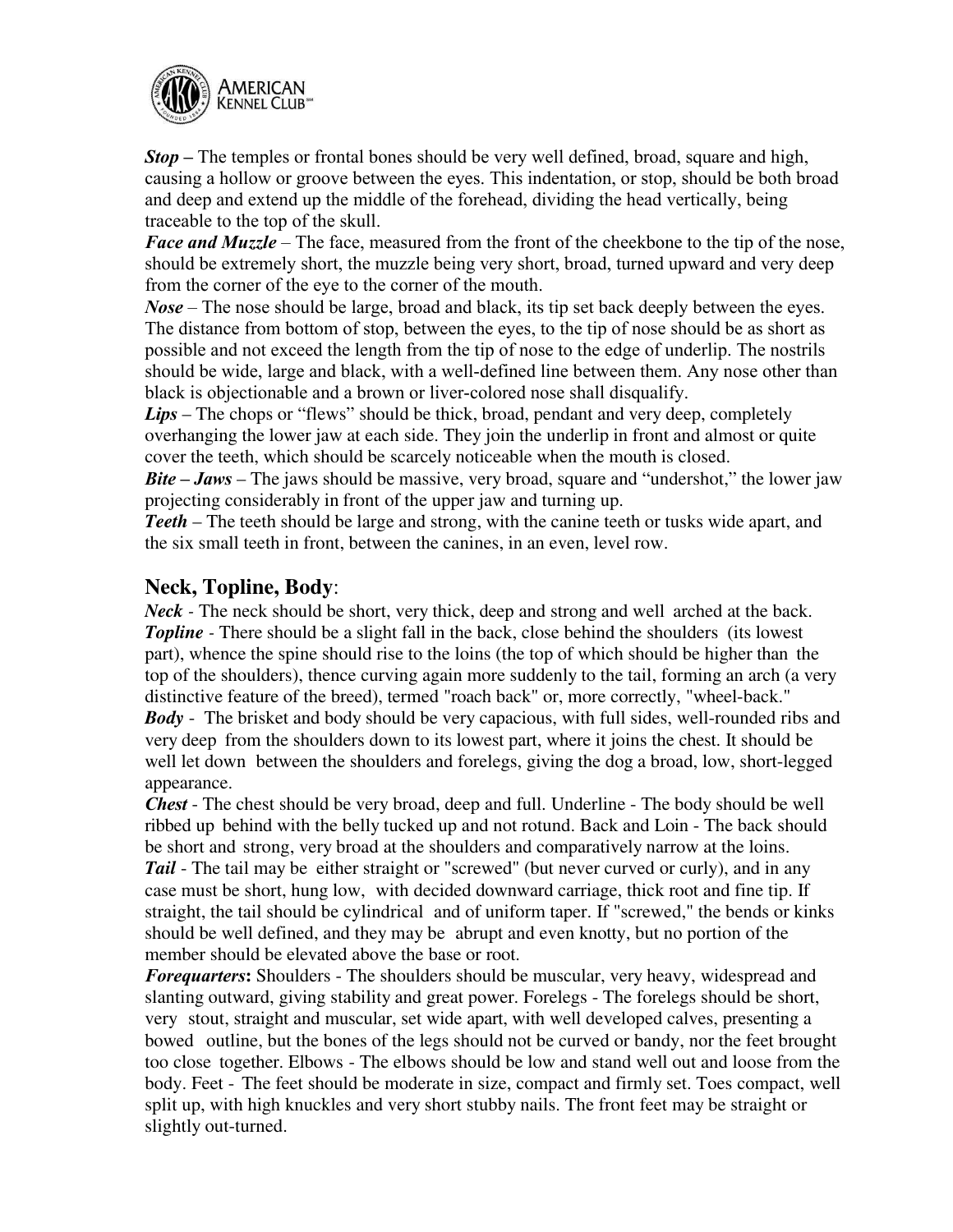***Stop*** – The temples or frontal bones should be very well defined, broad, square and high, causing a hollow or groove between the eyes. This indentation, or stop, should be both broad and deep and extend up the middle of the forehead, dividing the head vertically, being traceable to the top of the skull.
***Face and Muzzle*** – The face, measured from the front of the cheekbone to the tip of the nose, should be extremely short, the muzzle being very short, broad, turned upward and very deep from the corner of the eye to the corner of the mouth.
***Nose*** – The nose should be large, broad and black, its tip set back deeply between the eyes. The distance from bottom of stop, between the eyes, to the tip of nose should be as short as possible and not exceed the length from the tip of nose to the edge of underlip. The nostrils should be wide, large and black, with a well-defined line between them. Any nose other than black is objectionable and a brown or liver-colored nose shall disqualify.
***Lips*** – The chops or "flews" should be thick, broad, pendant and very deep, completely overhanging the lower jaw at each side. They join the underlip in front and almost or quite cover the teeth, which should be scarcely noticeable when the mouth is closed.
***Bite – Jaws*** – The jaws should be massive, very broad, square and "undershot," the lower jaw projecting considerably in front of the upper jaw and turning up.
***Teeth*** – The teeth should be large and strong, with the canine teeth or tusks wide apart, and the six small teeth in front, between the canines, in an even, level row.

## Neck, Topline, Body:

***Neck*** - The neck should be short, very thick, deep and strong and well arched at the back.
***Topline*** - There should be a slight fall in the back, close behind the shoulders (its lowest part), whence the spine should rise to the loins (the top of which should be higher than the top of the shoulders), thence curving again more suddenly to the tail, forming an arch (a very distinctive feature of the breed), termed "roach back" or, more correctly, "wheel-back."
***Body*** - The brisket and body should be very capacious, with full sides, well-rounded ribs and very deep from the shoulders down to its lowest part, where it joins the chest. It should be well let down between the shoulders and forelegs, giving the dog a broad, low, short-legged appearance.
***Chest*** - The chest should be very broad, deep and full. Underline - The body should be well ribbed up behind with the belly tucked up and not rotund. Back and Loin - The back should be short and strong, very broad at the shoulders and comparatively narrow at the loins.
***Tail*** - The tail may be either straight or "screwed" (but never curved or curly), and in any case must be short, hung low, with decided downward carriage, thick root and fine tip. If straight, the tail should be cylindrical and of uniform taper. If "screwed," the bends or kinks should be well defined, and they may be abrupt and even knotty, but no portion of the member should be elevated above the base or root.
***Forequarters*:** Shoulders - The shoulders should be muscular, very heavy, widespread and slanting outward, giving stability and great power. Forelegs - The forelegs should be short, very stout, straight and muscular, set wide apart, with well developed calves, presenting a bowed outline, but the bones of the legs should not be curved or bandy, nor the feet brought too close together. Elbows - The elbows should be low and stand well out and loose from the body. Feet - The feet should be moderate in size, compact and firmly set. Toes compact, well split up, with high knuckles and very short stubby nails. The front feet may be straight or slightly out-turned.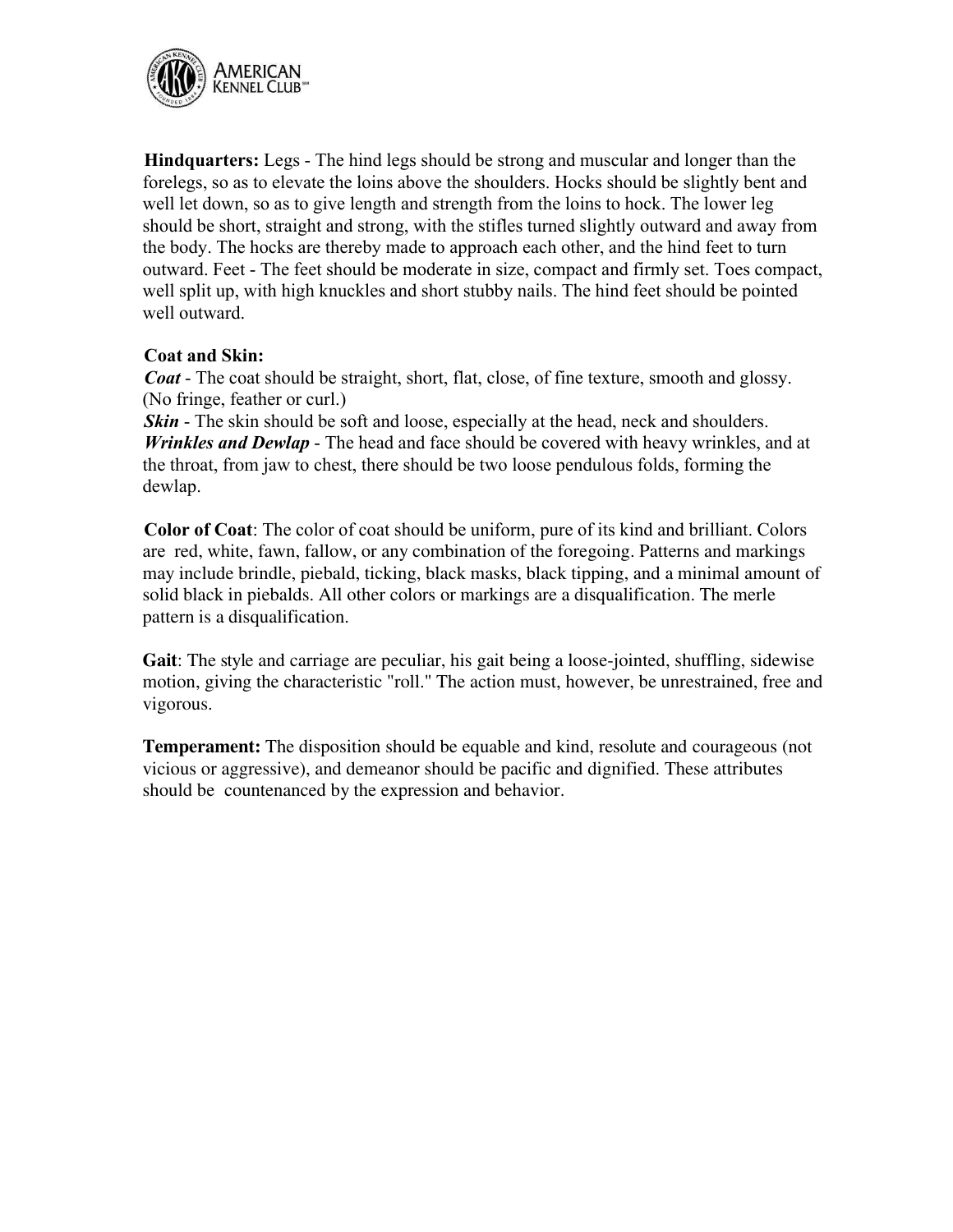**Hindquarters:** Legs - The hind legs should be strong and muscular and longer than the forelegs, so as to elevate the loins above the shoulders. Hocks should be slightly bent and well let down, so as to give length and strength from the loins to hock. The lower leg should be short, straight and strong, with the stifles turned slightly outward and away from the body. The hocks are thereby made to approach each other, and the hind feet to turn outward. Feet - The feet should be moderate in size, compact and firmly set. Toes compact, well split up, with high knuckles and short stubby nails. The hind feet should be pointed well outward.

**Coat and Skin:**
***Coat*** - The coat should be straight, short, flat, close, of fine texture, smooth and glossy. (No fringe, feather or curl.)
***Skin*** - The skin should be soft and loose, especially at the head, neck and shoulders.
***Wrinkles and Dewlap*** - The head and face should be covered with heavy wrinkles, and at the throat, from jaw to chest, there should be two loose pendulous folds, forming the dewlap.

**Color of Coat**: The color of coat should be uniform, pure of its kind and brilliant. Colors are red, white, fawn, fallow, or any combination of the foregoing. Patterns and markings may include brindle, piebald, ticking, black masks, black tipping, and a minimal amount of solid black in piebalds. All other colors or markings are a disqualification. The merle pattern is a disqualification.

**Gait**: The style and carriage are peculiar, his gait being a loose-jointed, shuffling, sidewise motion, giving the characteristic "roll." The action must, however, be unrestrained, free and vigorous.

**Temperament:** The disposition should be equable and kind, resolute and courageous (not vicious or aggressive), and demeanor should be pacific and dignified. These attributes should be countenanced by the expression and behavior.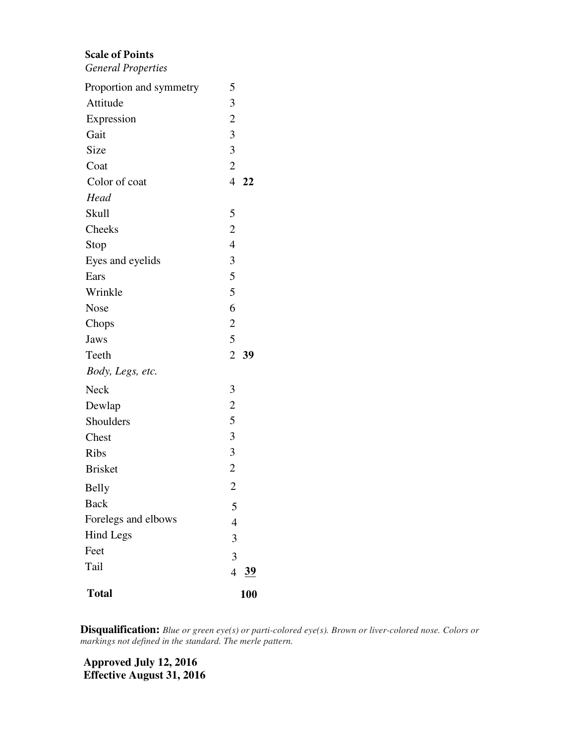### Scale of Points

| | | |
|---|---|---|
| *General Properties* | | |
| Proportion and symmetry | 5 | |
| Attitude | 3 | |
| Expression | 2 | |
| Gait | 3 | |
| Size | 3 | |
| Coat | 2 | |
| Color of coat | 4 | **22** |
| *Head* | | |
| Skull | 5 | |
| Cheeks | 2 | |
| Stop | 4 | |
| Eyes and eyelids | 3 | |
| Ears | 5 | |
| Wrinkle | 5 | |
| Nose | 6 | |
| Chops | 2 | |
| Jaws | 5 | |
| Teeth | 2 | **39** |
| *Body, Legs, etc.* | | |
| Neck | 3 | |
| Dewlap | 2 | |
| Shoulders | 5 | |
| Chest | 3 | |
| Ribs | 3 | |
| Brisket | 2 | |
| Belly | 2 | |
| Back | 5 | |
| Forelegs and elbows | 4 | |
| Hind Legs | 3 | |
| Feet | 3 | |
| Tail | 4 | **39** |
| **Total** | | **100** |

**Disqualification:** *Blue or green eye(s) or parti-colored eye(s). Brown or liver-colored nose. Colors or markings not defined in the standard. The merle pattern.*

**Approved July 12, 2016**
**Effective August 31, 2016**